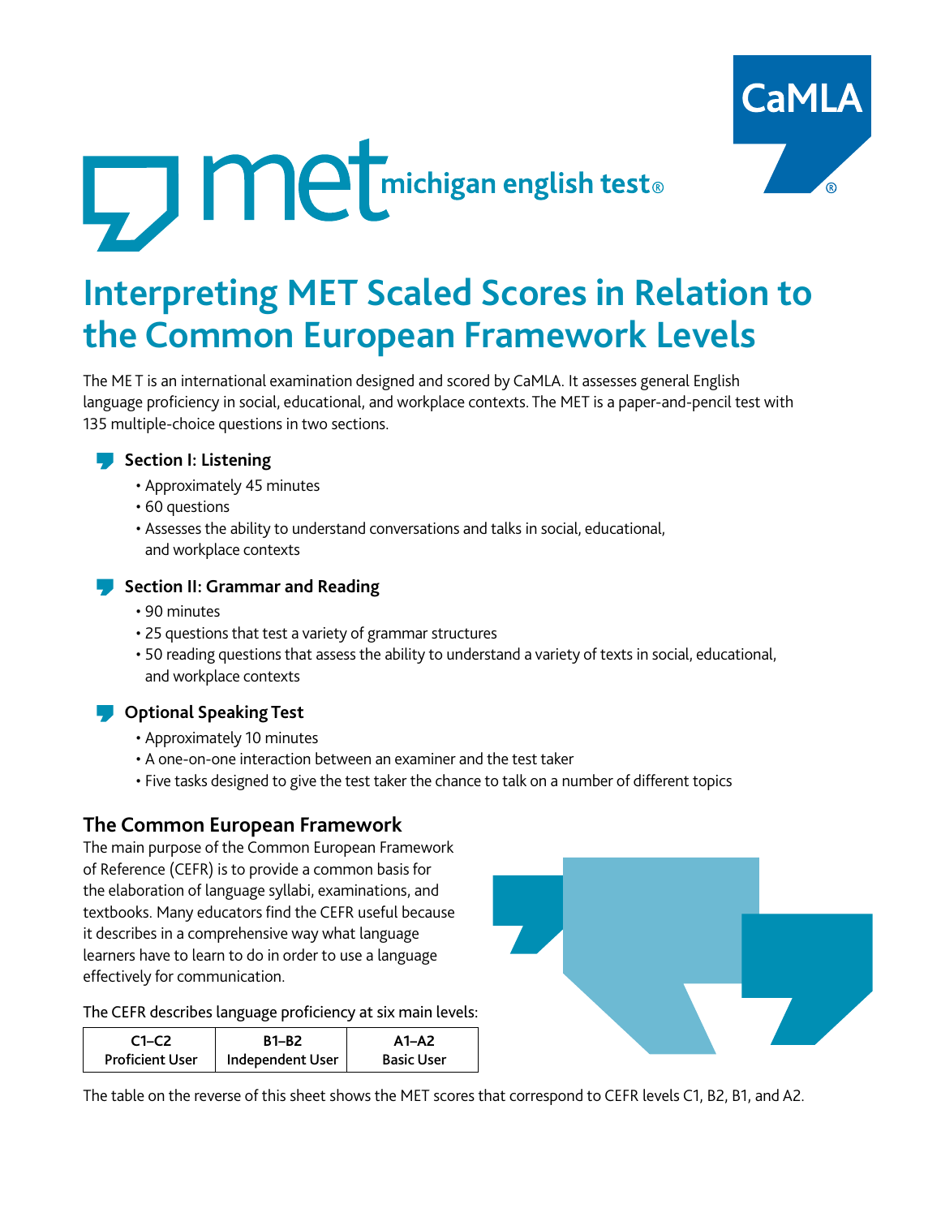met michigan english test®

CaMLA

# Interpreting MET Scaled Scores in Relation to the Common European Framework Levels

The ME T is an international examination designed and scored by CaMLA. It assesses general English language proficiency in social, educational, and workplace contexts. The MET is a paper-and-pencil test with 135 multiple-choice questions in two sections.

### Section I: Listening

- Approximately 45 minutes
- 60 questions
- Assesses the ability to understand conversations and talks in social, educational, and workplace contexts

### Section II: Grammar and Reading

- 90 minutes
- 25 questions that test a variety of grammar structures
- 50 reading questions that assess the ability to understand a variety of texts in social, educational, and workplace contexts

### Optional Speaking Test

- Approximately 10 minutes
- A one-on-one interaction between an examiner and the test taker
- Five tasks designed to give the test taker the chance to talk on a number of different topics

## The Common European Framework

The main purpose of the Common European Framework of Reference (CEFR) is to provide a common basis for the elaboration of language syllabi, examinations, and textbooks. Many educators find the CEFR useful because it describes in a comprehensive way what language learners have to learn to do in order to use a language effectively for communication.

The CEFR describes language proficiency at six main levels:

| C1–C2 Proficient User | B1–B2 Independent User | A1–A2 Basic User |
|---|---|---|

The table on the reverse of this sheet shows the MET scores that correspond to CEFR levels C1, B2, B1, and A2.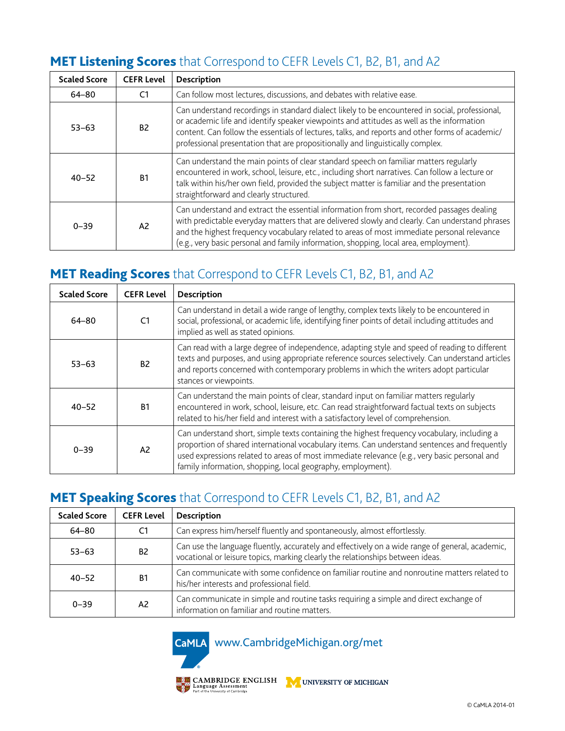## **MET Listening Scores** that Correspond to CEFR Levels C1, B2, B1, and A2

| Scaled Score | CEFR Level | Description |
|---|---|---|
| 64–80 | C1 | Can follow most lectures, discussions, and debates with relative ease. |
| 53–63 | B2 | Can understand recordings in standard dialect likely to be encountered in social, professional, or academic life and identify speaker viewpoints and attitudes as well as the information content. Can follow the essentials of lectures, talks, and reports and other forms of academic/professional presentation that are propositionally and linguistically complex. |
| 40–52 | B1 | Can understand the main points of clear standard speech on familiar matters regularly encountered in work, school, leisure, etc., including short narratives. Can follow a lecture or talk within his/her own field, provided the subject matter is familiar and the presentation straightforward and clearly structured. |
| 0–39 | A2 | Can understand and extract the essential information from short, recorded passages dealing with predictable everyday matters that are delivered slowly and clearly. Can understand phrases and the highest frequency vocabulary related to areas of most immediate personal relevance (e.g., very basic personal and family information, shopping, local area, employment). |

## **MET Reading Scores** that Correspond to CEFR Levels C1, B2, B1, and A2

| Scaled Score | CEFR Level | Description |
|---|---|---|
| 64–80 | C1 | Can understand in detail a wide range of lengthy, complex texts likely to be encountered in social, professional, or academic life, identifying finer points of detail including attitudes and implied as well as stated opinions. |
| 53–63 | B2 | Can read with a large degree of independence, adapting style and speed of reading to different texts and purposes, and using appropriate reference sources selectively. Can understand articles and reports concerned with contemporary problems in which the writers adopt particular stances or viewpoints. |
| 40–52 | B1 | Can understand the main points of clear, standard input on familiar matters regularly encountered in work, school, leisure, etc. Can read straightforward factual texts on subjects related to his/her field and interest with a satisfactory level of comprehension. |
| 0–39 | A2 | Can understand short, simple texts containing the highest frequency vocabulary, including a proportion of shared international vocabulary items. Can understand sentences and frequently used expressions related to areas of most immediate relevance (e.g., very basic personal and family information, shopping, local geography, employment). |

## **MET Speaking Scores** that Correspond to CEFR Levels C1, B2, B1, and A2

| Scaled Score | CEFR Level | Description |
|---|---|---|
| 64–80 | C1 | Can express him/herself fluently and spontaneously, almost effortlessly. |
| 53–63 | B2 | Can use the language fluently, accurately and effectively on a wide range of general, academic, vocational or leisure topics, marking clearly the relationships between ideas. |
| 40–52 | B1 | Can communicate with some confidence on familiar routine and nonroutine matters related to his/her interests and professional field. |
| 0–39 | A2 | Can communicate in simple and routine tasks requiring a simple and direct exchange of information on familiar and routine matters. |

CaMLA www.CambridgeMichigan.org/met

CAMBRIDGE ENGLISH Language Assessment Part of the University of Cambridge

UNIVERSITY OF MICHIGAN

© CaMLA 2014-01